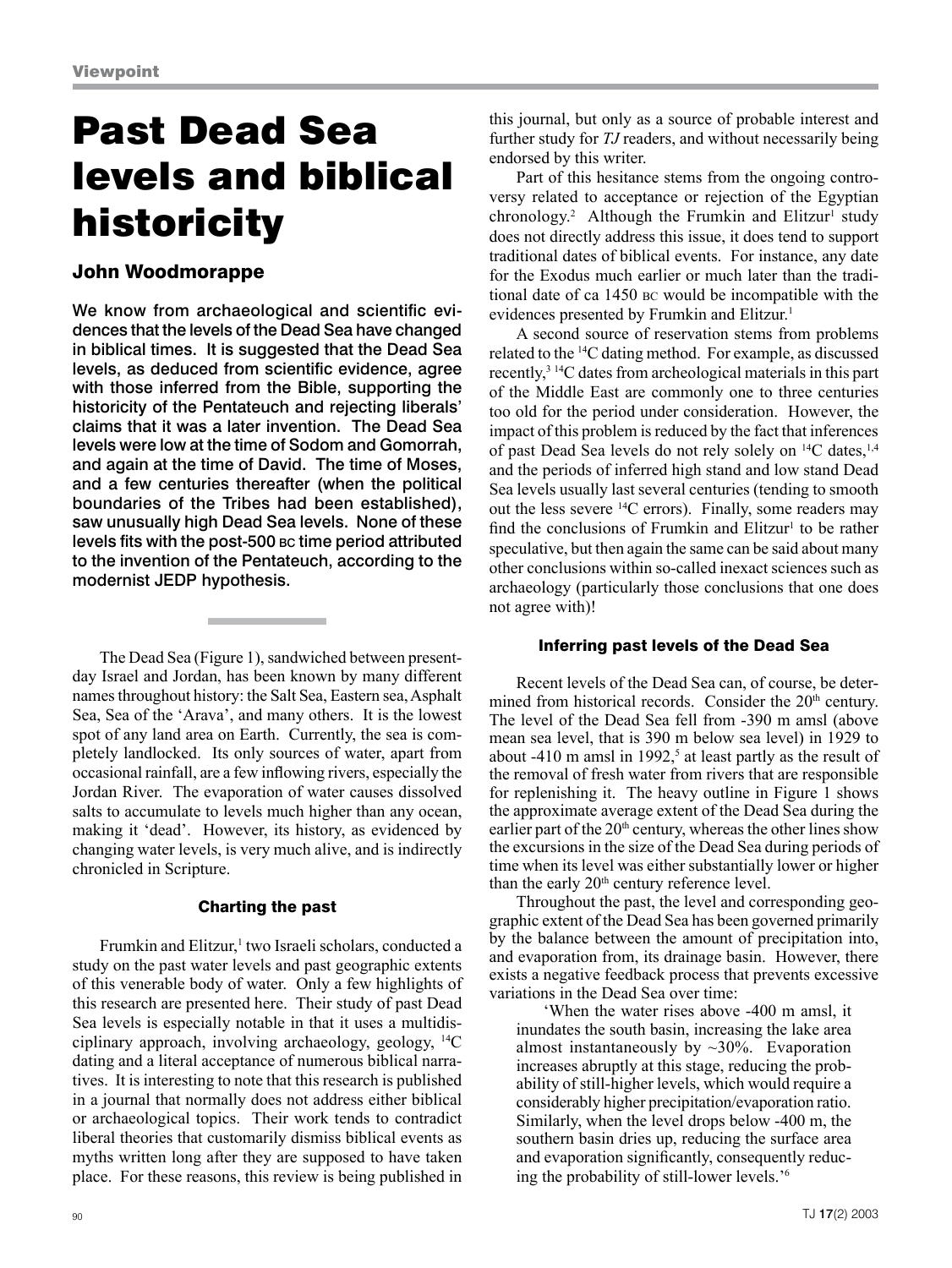Viewpoint

# Past Dead Sea levels and biblical historicity

## John Woodmorappe

**We know from archaeological and scientific evidences that the levels of the Dead Sea have changed in biblical times. It is suggested that the Dead Sea levels, as deduced from scientific evidence, agree with those inferred from the Bible, supporting the historicity of the Pentateuch and rejecting liberals' claims that it was a later invention. The Dead Sea levels were low at the time of Sodom and Gomorrah, and again at the time of David. The time of Moses, and a few centuries thereafter (when the political boundaries of the Tribes had been established), saw unusually high Dead Sea levels. None of these levels fits with the post-500 BC time period attributed to the invention of the Pentateuch, according to the modernist JEDP hypothesis.**

The Dead Sea (Figure 1), sandwiched between present-day Israel and Jordan, has been known by many different names throughout history: the Salt Sea, Eastern sea, Asphalt Sea, Sea of the 'Arava', and many others. It is the lowest spot of any land area on Earth. Currently, the sea is completely landlocked. Its only sources of water, apart from occasional rainfall, are a few inflowing rivers, especially the Jordan River. The evaporation of water causes dissolved salts to accumulate to levels much higher than any ocean, making it 'dead'. However, its history, as evidenced by changing water levels, is very much alive, and is indirectly chronicled in Scripture.

### Charting the past

Frumkin and Elitzur,[1] two Israeli scholars, conducted a study on the past water levels and past geographic extents of this venerable body of water. Only a few highlights of this research are presented here. Their study of past Dead Sea levels is especially notable in that it uses a multidisciplinary approach, involving archaeology, geology, $^{14}C$ dating and a literal acceptance of numerous biblical narratives. It is interesting to note that this research is published in a journal that normally does not address either biblical or archaeological topics. Their work tends to contradict liberal theories that customarily dismiss biblical events as myths written long after they are supposed to have taken place. For these reasons, this review is being published in this journal, but only as a source of probable interest and further study for *TJ* readers, and without necessarily being endorsed by this writer.

Part of this hesitance stems from the ongoing controversy related to acceptance or rejection of the Egyptian chronology.[2] Although the Frumkin and Elitzur[1] study does not directly address this issue, it does tend to support traditional dates of biblical events. For instance, any date for the Exodus much earlier or much later than the traditional date of ca 1450 BC would be incompatible with the evidences presented by Frumkin and Elitzur.[1]

A second source of reservation stems from problems related to the $^{14}C$ dating method. For example, as discussed recently,[3] $^{14}C$ dates from archeological materials in this part of the Middle East are commonly one to three centuries too old for the period under consideration. However, the impact of this problem is reduced by the fact that inferences of past Dead Sea levels do not rely solely on $^{14}C$ dates,[1,4] and the periods of inferred high stand and low stand Dead Sea levels usually last several centuries (tending to smooth out the less severe $^{14}C$ errors). Finally, some readers may find the conclusions of Frumkin and Elitzur[1] to be rather speculative, but then again the same can be said about many other conclusions within so-called inexact sciences such as archaeology (particularly those conclusions that one does not agree with)!

### Inferring past levels of the Dead Sea

Recent levels of the Dead Sea can, of course, be determined from historical records. Consider the 20th century. The level of the Dead Sea fell from -390 m amsl (above mean sea level, that is 390 m below sea level) in 1929 to about -410 m amsl in 1992,[5] at least partly as the result of the removal of fresh water from rivers that are responsible for replenishing it. The heavy outline in Figure 1 shows the approximate average extent of the Dead Sea during the earlier part of the 20th century, whereas the other lines show the excursions in the size of the Dead Sea during periods of time when its level was either substantially lower or higher than the early 20th century reference level.

Throughout the past, the level and corresponding geographic extent of the Dead Sea has been governed primarily by the balance between the amount of precipitation into, and evaporation from, its drainage basin. However, there exists a negative feedback process that prevents excessive variations in the Dead Sea over time:

> 'When the water rises above -400 m amsl, it inundates the south basin, increasing the lake area almost instantaneously by ~30%. Evaporation increases abruptly at this stage, reducing the probability of still-higher levels, which would require a considerably higher precipitation/evaporation ratio. Similarly, when the level drops below -400 m, the southern basin dries up, reducing the surface area and evaporation significantly, consequently reducing the probability of still-lower levels.'[6]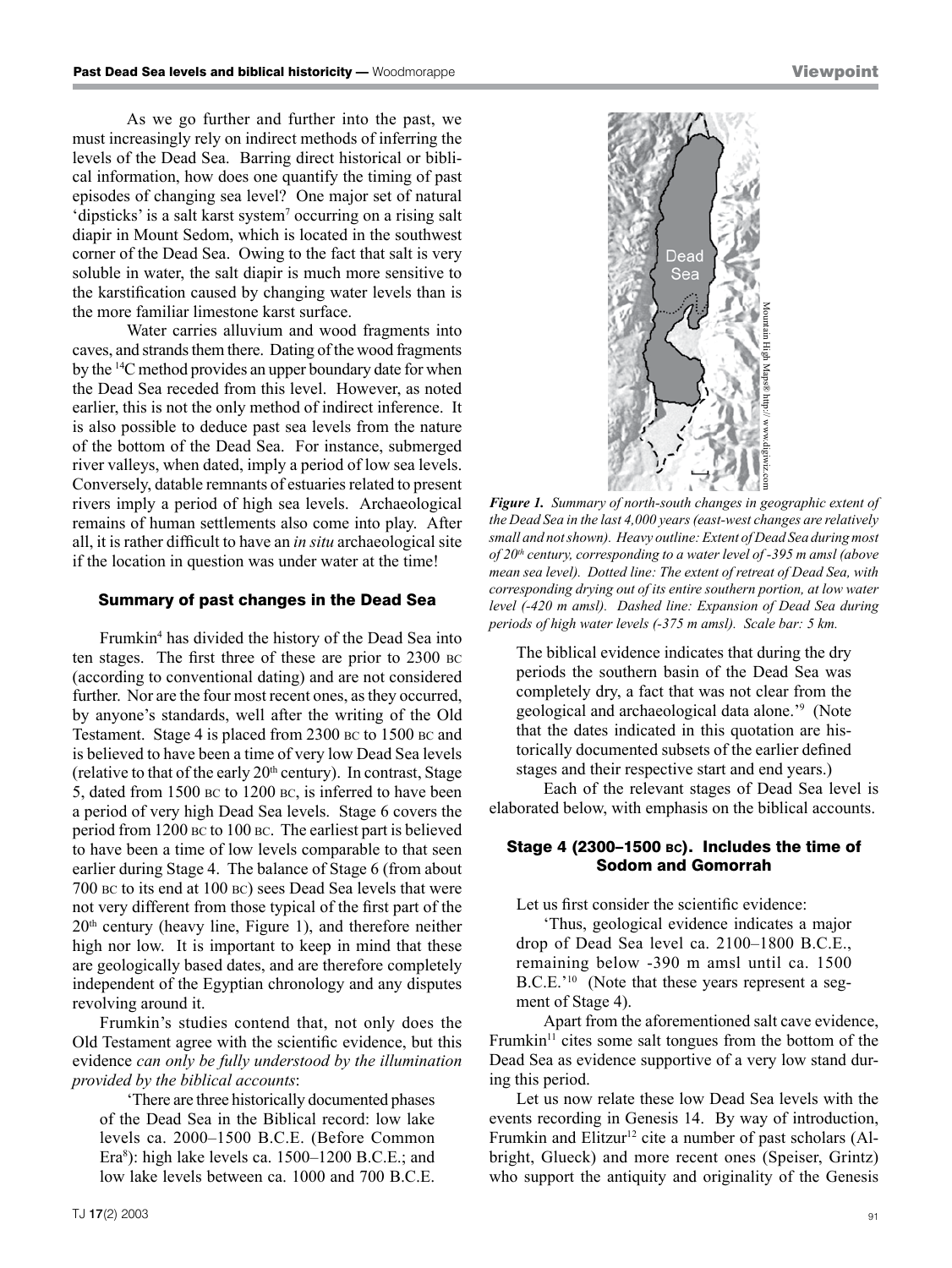As we go further and further into the past, we must increasingly rely on indirect methods of inferring the levels of the Dead Sea. Barring direct historical or biblical information, how does one quantify the timing of past episodes of changing sea level? One major set of natural 'dipsticks' is a salt karst system[7] occurring on a rising salt diapir in Mount Sedom, which is located in the southwest corner of the Dead Sea. Owing to the fact that salt is very soluble in water, the salt diapir is much more sensitive to the karstification caused by changing water levels than is the more familiar limestone karst surface.

Water carries alluvium and wood fragments into caves, and strands them there. Dating of the wood fragments by the $^{14}$C method provides an upper boundary date for when the Dead Sea receded from this level. However, as noted earlier, this is not the only method of indirect inference. It is also possible to deduce past sea levels from the nature of the bottom of the Dead Sea. For instance, submerged river valleys, when dated, imply a period of low sea levels. Conversely, datable remnants of estuaries related to present rivers imply a period of high sea levels. Archaeological remains of human settlements also come into play. After all, it is rather difficult to have an *in situ* archaeological site if the location in question was under water at the time!

### Summary of past changes in the Dead Sea

Frumkin[4] has divided the history of the Dead Sea into ten stages. The first three of these are prior to 2300 BC (according to conventional dating) and are not considered further. Nor are the four most recent ones, as they occurred, by anyone's standards, well after the writing of the Old Testament. Stage 4 is placed from 2300 BC to 1500 BC and is believed to have been a time of very low Dead Sea levels (relative to that of the early 20th century). In contrast, Stage 5, dated from 1500 BC to 1200 BC, is inferred to have been a period of very high Dead Sea levels. Stage 6 covers the period from 1200 BC to 100 BC. The earliest part is believed to have been a time of low levels comparable to that seen earlier during Stage 4. The balance of Stage 6 (from about 700 BC to its end at 100 BC) sees Dead Sea levels that were not very different from those typical of the first part of the 20th century (heavy line, Figure 1), and therefore neither high nor low. It is important to keep in mind that these are geologically based dates, and are therefore completely independent of the Egyptian chronology and any disputes revolving around it.

Frumkin's studies contend that, not only does the Old Testament agree with the scientific evidence, but this evidence *can only be fully understood by the illumination provided by the biblical accounts*:

> 'There are three historically documented phases of the Dead Sea in the Biblical record: low lake levels ca. 2000–1500 B.C.E. (Before Common Era[8]): high lake levels ca. 1500–1200 B.C.E.; and low lake levels between ca. 1000 and 700 B.C.E. The biblical evidence indicates that during the dry periods the southern basin of the Dead Sea was completely dry, a fact that was not clear from the geological and archaeological data alone.'[9] (Note that the dates indicated in this quotation are historically documented subsets of the earlier defined stages and their respective start and end years.)

*Figure 1. Summary of north-south changes in geographic extent of the Dead Sea in the last 4,000 years (east-west changes are relatively small and not shown). Heavy outline: Extent of Dead Sea during most of 20th century, corresponding to a water level of -395 m amsl (above mean sea level). Dotted line: The extent of retreat of Dead Sea, with corresponding drying out of its entire southern portion, at low water level (-420 m amsl). Dashed line: Expansion of Dead Sea during periods of high water levels (-375 m amsl). Scale bar: 5 km.*

Each of the relevant stages of Dead Sea level is elaborated below, with emphasis on the biblical accounts.

### Stage 4 (2300–1500 BC). Includes the time of Sodom and Gomorrah

Let us first consider the scientific evidence:

> 'Thus, geological evidence indicates a major drop of Dead Sea level ca. 2100–1800 B.C.E., remaining below -390 m amsl until ca. 1500 B.C.E.'[10] (Note that these years represent a segment of Stage 4).

Apart from the aforementioned salt cave evidence, Frumkin[11] cites some salt tongues from the bottom of the Dead Sea as evidence supportive of a very low stand during this period.

Let us now relate these low Dead Sea levels with the events recording in Genesis 14. By way of introduction, Frumkin and Elitzur[12] cite a number of past scholars (Albright, Glueck) and more recent ones (Speiser, Grintz) who support the antiquity and originality of the Genesis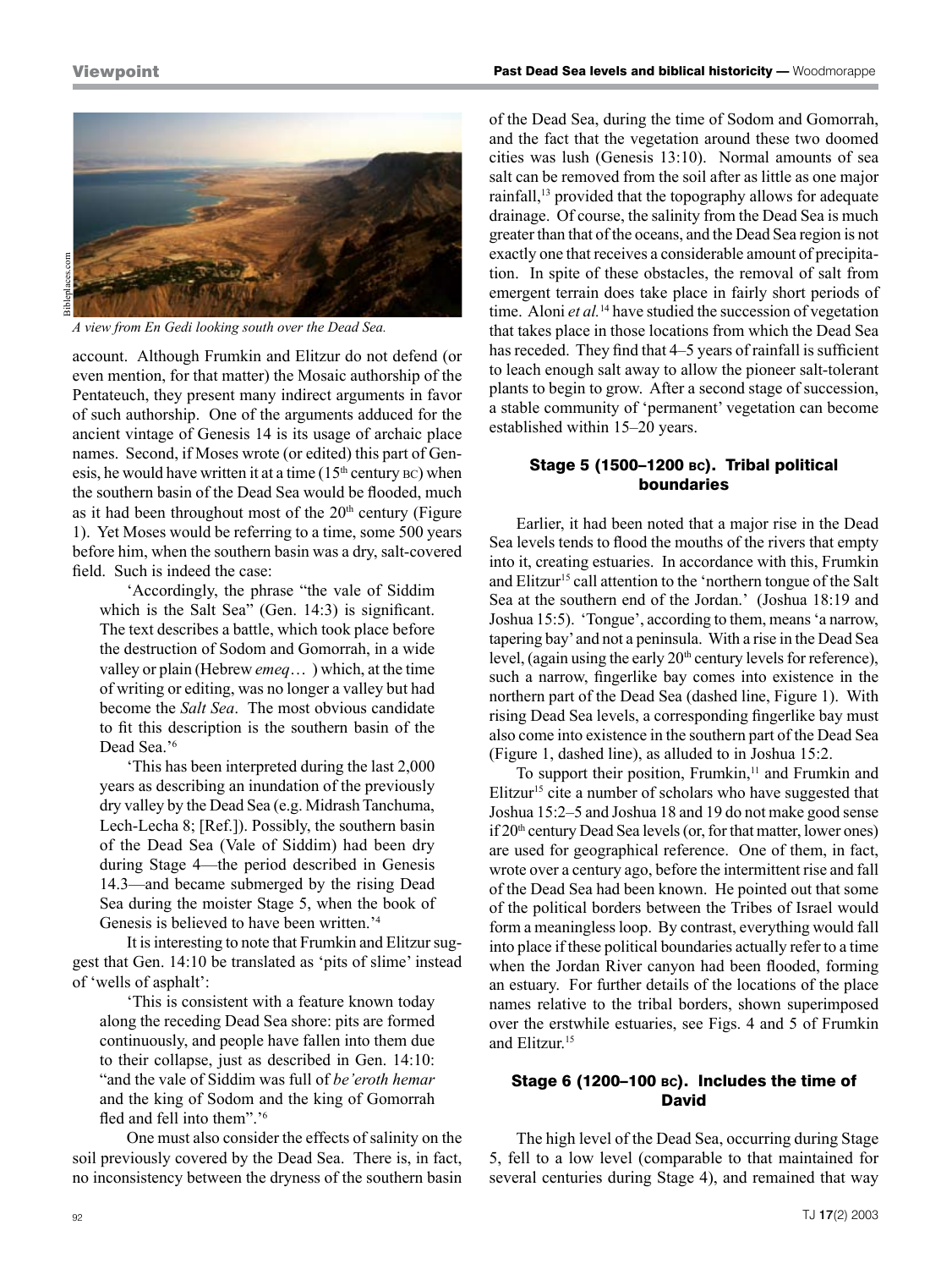A view from En Gedi looking south over the Dead Sea.

account. Although Frumkin and Elitzur do not defend (or even mention, for that matter) the Mosaic authorship of the Pentateuch, they present many indirect arguments in favor of such authorship. One of the arguments adduced for the ancient vintage of Genesis 14 is its usage of archaic place names. Second, if Moses wrote (or edited) this part of Genesis, he would have written it at a time (15th century BC) when the southern basin of the Dead Sea would be flooded, much as it had been throughout most of the 20th century (Figure 1). Yet Moses would be referring to a time, some 500 years before him, when the southern basin was a dry, salt-covered field. Such is indeed the case:

> 'Accordingly, the phrase "the vale of Siddim which is the Salt Sea" (Gen. 14:3) is significant. The text describes a battle, which took place before the destruction of Sodom and Gomorrah, in a wide valley or plain (Hebrew *emeq*… ) which, at the time of writing or editing, was no longer a valley but had become the *Salt Sea*. The most obvious candidate to fit this description is the southern basin of the Dead Sea.'[6]
>
> 'This has been interpreted during the last 2,000 years as describing an inundation of the previously dry valley by the Dead Sea (e.g. Midrash Tanchuma, Lech-Lecha 8; [Ref.]). Possibly, the southern basin of the Dead Sea (Vale of Siddim) had been dry during Stage 4—the period described in Genesis 14.3—and became submerged by the rising Dead Sea during the moister Stage 5, when the book of Genesis is believed to have been written.'[4]

It is interesting to note that Frumkin and Elitzur suggest that Gen. 14:10 be translated as 'pits of slime' instead of 'wells of asphalt':

> 'This is consistent with a feature known today along the receding Dead Sea shore: pits are formed continuously, and people have fallen into them due to their collapse, just as described in Gen. 14:10: "and the vale of Siddim was full of *be'eroth hemar* and the king of Sodom and the king of Gomorrah fled and fell into them".'[6]

One must also consider the effects of salinity on the soil previously covered by the Dead Sea. There is, in fact, no inconsistency between the dryness of the southern basin of the Dead Sea, during the time of Sodom and Gomorrah, and the fact that the vegetation around these two doomed cities was lush (Genesis 13:10). Normal amounts of sea salt can be removed from the soil after as little as one major rainfall,[13] provided that the topography allows for adequate drainage. Of course, the salinity from the Dead Sea is much greater than that of the oceans, and the Dead Sea region is not exactly one that receives a considerable amount of precipitation. In spite of these obstacles, the removal of salt from emergent terrain does take place in fairly short periods of time. Aloni *et al.*[14] have studied the succession of vegetation that takes place in those locations from which the Dead Sea has receded. They find that 4–5 years of rainfall is sufficient to leach enough salt away to allow the pioneer salt-tolerant plants to begin to grow. After a second stage of succession, a stable community of 'permanent' vegetation can become established within 15–20 years.

## Stage 5 (1500–1200 BC). Tribal political boundaries

Earlier, it had been noted that a major rise in the Dead Sea levels tends to flood the mouths of the rivers that empty into it, creating estuaries. In accordance with this, Frumkin and Elitzur[15] call attention to the 'northern tongue of the Salt Sea at the southern end of the Jordan.' (Joshua 18:19 and Joshua 15:5). 'Tongue', according to them, means 'a narrow, tapering bay' and not a peninsula. With a rise in the Dead Sea level, (again using the early 20th century levels for reference), such a narrow, fingerlike bay comes into existence in the northern part of the Dead Sea (dashed line, Figure 1). With rising Dead Sea levels, a corresponding fingerlike bay must also come into existence in the southern part of the Dead Sea (Figure 1, dashed line), as alluded to in Joshua 15:2.

To support their position, Frumkin,[11] and Frumkin and Elitzur[15] cite a number of scholars who have suggested that Joshua 15:2–5 and Joshua 18 and 19 do not make good sense if 20th century Dead Sea levels (or, for that matter, lower ones) are used for geographical reference. One of them, in fact, wrote over a century ago, before the intermittent rise and fall of the Dead Sea had been known. He pointed out that some of the political borders between the Tribes of Israel would form a meaningless loop. By contrast, everything would fall into place if these political boundaries actually refer to a time when the Jordan River canyon had been flooded, forming an estuary. For further details of the locations of the place names relative to the tribal borders, shown superimposed over the erstwhile estuaries, see Figs. 4 and 5 of Frumkin and Elitzur.[15]

## Stage 6 (1200–100 BC). Includes the time of David

The high level of the Dead Sea, occurring during Stage 5, fell to a low level (comparable to that maintained for several centuries during Stage 4), and remained that way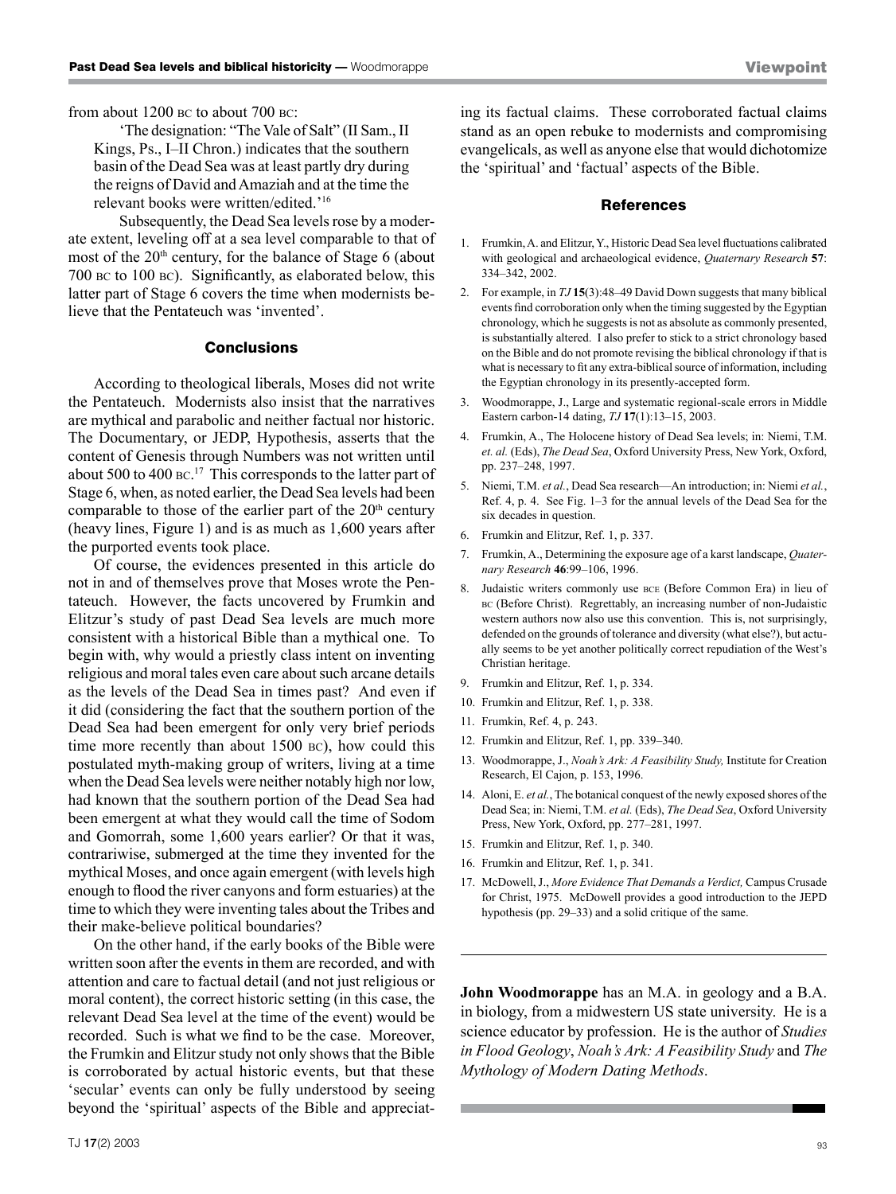from about 1200 BC to about 700 BC:

> 'The designation: "The Vale of Salt" (II Sam., II Kings, Ps., I–II Chron.) indicates that the southern basin of the Dead Sea was at least partly dry during the reigns of David and Amaziah and at the time the relevant books were written/edited.'[16]

Subsequently, the Dead Sea levels rose by a moderate extent, leveling off at a sea level comparable to that of most of the 20th century, for the balance of Stage 6 (about 700 BC to 100 BC). Significantly, as elaborated below, this latter part of Stage 6 covers the time when modernists believe that the Pentateuch was 'invented'.

## Conclusions

According to theological liberals, Moses did not write the Pentateuch. Modernists also insist that the narratives are mythical and parabolic and neither factual nor historic. The Documentary, or JEDP, Hypothesis, asserts that the content of Genesis through Numbers was not written until about 500 to 400 BC.[17] This corresponds to the latter part of Stage 6, when, as noted earlier, the Dead Sea levels had been comparable to those of the earlier part of the 20th century (heavy lines, Figure 1) and is as much as 1,600 years after the purported events took place.

Of course, the evidences presented in this article do not in and of themselves prove that Moses wrote the Pentateuch. However, the facts uncovered by Frumkin and Elitzur's study of past Dead Sea levels are much more consistent with a historical Bible than a mythical one. To begin with, why would a priestly class intent on inventing religious and moral tales even care about such arcane details as the levels of the Dead Sea in times past? And even if it did (considering the fact that the southern portion of the Dead Sea had been emergent for only very brief periods time more recently than about 1500 BC), how could this postulated myth-making group of writers, living at a time when the Dead Sea levels were neither notably high nor low, had known that the southern portion of the Dead Sea had been emergent at what they would call the time of Sodom and Gomorrah, some 1,600 years earlier? Or that it was, contrariwise, submerged at the time they invented for the mythical Moses, and once again emergent (with levels high enough to flood the river canyons and form estuaries) at the time to which they were inventing tales about the Tribes and their make-believe political boundaries?

On the other hand, if the early books of the Bible were written soon after the events in them are recorded, and with attention and care to factual detail (and not just religious or moral content), the correct historic setting (in this case, the relevant Dead Sea level at the time of the event) would be recorded. Such is what we find to be the case. Moreover, the Frumkin and Elitzur study not only shows that the Bible is corroborated by actual historic events, but that these 'secular' events can only be fully understood by seeing beyond the 'spiritual' aspects of the Bible and appreciating its factual claims. These corroborated factual claims stand as an open rebuke to modernists and compromising evangelicals, as well as anyone else that would dichotomize the 'spiritual' and 'factual' aspects of the Bible.

## References

1. Frumkin, A. and Elitzur, Y., Historic Dead Sea level fluctuations calibrated with geological and archaeological evidence, *Quaternary Research* **57**: 334–342, 2002.
2. For example, in *TJ* **15**(3):48–49 David Down suggests that many biblical events find corroboration only when the timing suggested by the Egyptian chronology, which he suggests is not as absolute as commonly presented, is substantially altered. I also prefer to stick to a strict chronology based on the Bible and do not promote revising the biblical chronology if that is what is necessary to fit any extra-biblical source of information, including the Egyptian chronology in its presently-accepted form.
3. Woodmorappe, J., Large and systematic regional-scale errors in Middle Eastern carbon-14 dating, *TJ* **17**(1):13–15, 2003.
4. Frumkin, A., The Holocene history of Dead Sea levels; in: Niemi, T.M. *et. al.* (Eds), *The Dead Sea*, Oxford University Press, New York, Oxford, pp. 237–248, 1997.
5. Niemi, T.M. *et al.*, Dead Sea research—An introduction; in: Niemi *et al.*, Ref. 4, p. 4. See Fig. 1–3 for the annual levels of the Dead Sea for the six decades in question.
6. Frumkin and Elitzur, Ref. 1, p. 337.
7. Frumkin, A., Determining the exposure age of a karst landscape, *Quaternary Research* **46**:99–106, 1996.
8. Judaistic writers commonly use BCE (Before Common Era) in lieu of BC (Before Christ). Regrettably, an increasing number of non-Judaistic western authors now also use this convention. This is, not surprisingly, defended on the grounds of tolerance and diversity (what else?), but actually seems to be yet another politically correct repudiation of the West's Christian heritage.
9. Frumkin and Elitzur, Ref. 1, p. 334.
10. Frumkin and Elitzur, Ref. 1, p. 338.
11. Frumkin, Ref. 4, p. 243.
12. Frumkin and Elitzur, Ref. 1, pp. 339–340.
13. Woodmorappe, J., *Noah's Ark: A Feasibility Study,* Institute for Creation Research, El Cajon, p. 153, 1996.
14. Aloni, E. *et al.*, The botanical conquest of the newly exposed shores of the Dead Sea; in: Niemi, T.M. *et al.* (Eds), *The Dead Sea*, Oxford University Press, New York, Oxford, pp. 277–281, 1997.
15. Frumkin and Elitzur, Ref. 1, p. 340.
16. Frumkin and Elitzur, Ref. 1, p. 341.
17. McDowell, J., *More Evidence That Demands a Verdict,* Campus Crusade for Christ, 1975. McDowell provides a good introduction to the JEPD hypothesis (pp. 29–33) and a solid critique of the same.

---

**John Woodmorappe** has an M.A. in geology and a B.A. in biology, from a midwestern US state university. He is a science educator by profession. He is the author of *Studies in Flood Geology*, *Noah's Ark: A Feasibility Study* and *The Mythology of Modern Dating Methods*.